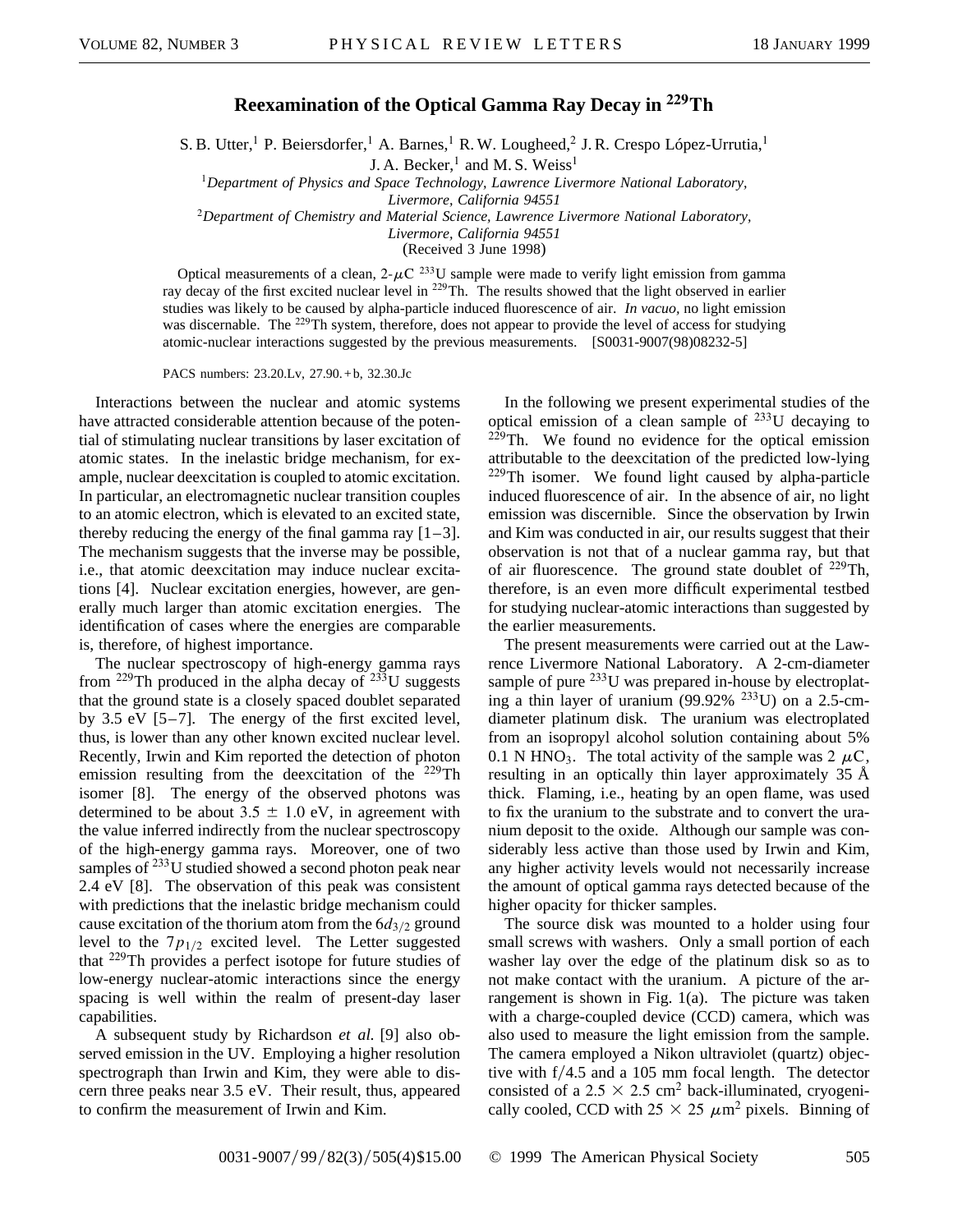# Reexamination of the Optical Gamma Ray Decay in $^{229}$Th

S. B. Utter,[1] P. Beiersdorfer,[1] A. Barnes,[1] R. W. Lougheed,[2] J. R. Crespo López-Urrutia,[1] J. A. Becker,[1] and M. S. Weiss[1]

[1]*Department of Physics and Space Technology, Lawrence Livermore National Laboratory, Livermore, California 94551*

[2]*Department of Chemistry and Material Science, Lawrence Livermore National Laboratory, Livermore, California 94551*

(Received 3 June 1998)

Optical measurements of a clean, 2-$\mu$C $^{233}$U sample were made to verify light emission from gamma ray decay of the first excited nuclear level in $^{229}$Th. The results showed that the light observed in earlier studies was likely to be caused by alpha-particle induced fluorescence of air. *In vacuo*, no light emission was discernable. The $^{229}$Th system, therefore, does not appear to provide the level of access for studying atomic-nuclear interactions suggested by the previous measurements. [S0031-9007(98)08232-5]

PACS numbers: 23.20.Lv, 27.90.+b, 32.30.Jc

Interactions between the nuclear and atomic systems have attracted considerable attention because of the potential of stimulating nuclear transitions by laser excitation of atomic states. In the inelastic bridge mechanism, for example, nuclear deexcitation is coupled to atomic excitation. In particular, an electromagnetic nuclear transition couples to an atomic electron, which is elevated to an excited state, thereby reducing the energy of the final gamma ray [1–3]. The mechanism suggests that the inverse may be possible, i.e., that atomic deexcitation may induce nuclear excitations [4]. Nuclear excitation energies, however, are generally much larger than atomic excitation energies. The identification of cases where the energies are comparable is, therefore, of highest importance.

The nuclear spectroscopy of high-energy gamma rays from $^{229}$Th produced in the alpha decay of $^{233}$U suggests that the ground state is a closely spaced doublet separated by 3.5 eV [5–7]. The energy of the first excited level, thus, is lower than any other known excited nuclear level. Recently, Irwin and Kim reported the detection of photon emission resulting from the deexcitation of the $^{229}$Th isomer [8]. The energy of the observed photons was determined to be about $3.5 \pm 1.0$ eV, in agreement with the value inferred indirectly from the nuclear spectroscopy of the high-energy gamma rays. Moreover, one of two samples of $^{233}$U studied showed a second photon peak near 2.4 eV [8]. The observation of this peak was consistent with predictions that the inelastic bridge mechanism could cause excitation of the thorium atom from the $6d_{3/2}$ ground level to the $7p_{1/2}$ excited level. The Letter suggested that $^{229}$Th provides a perfect isotope for future studies of low-energy nuclear-atomic interactions since the energy spacing is well within the realm of present-day laser capabilities.

A subsequent study by Richardson *et al.* [9] also observed emission in the UV. Employing a higher resolution spectrograph than Irwin and Kim, they were able to discern three peaks near 3.5 eV. Their result, thus, appeared to confirm the measurement of Irwin and Kim.

In the following we present experimental studies of the optical emission of a clean sample of $^{233}$U decaying to $^{229}$Th. We found no evidence for the optical emission attributable to the deexcitation of the predicted low-lying $^{229}$Th isomer. We found light caused by alpha-particle induced fluorescence of air. In the absence of air, no light emission was discernible. Since the observation by Irwin and Kim was conducted in air, our results suggest that their observation is not that of a nuclear gamma ray, but that of air fluorescence. The ground state doublet of $^{229}$Th, therefore, is an even more difficult experimental testbed for studying nuclear-atomic interactions than suggested by the earlier measurements.

The present measurements were carried out at the Lawrence Livermore National Laboratory. A 2-cm-diameter sample of pure $^{233}$U was prepared in-house by electroplating a thin layer of uranium (99.92% $^{233}$U) on a 2.5-cm-diameter platinum disk. The uranium was electroplated from an isopropyl alcohol solution containing about 5% 0.1 N $HNO_3$. The total activity of the sample was 2 $\mu$C, resulting in an optically thin layer approximately 35 Å thick. Flaming, i.e., heating by an open flame, was used to fix the uranium to the substrate and to convert the uranium deposit to the oxide. Although our sample was considerably less active than those used by Irwin and Kim, any higher activity levels would not necessarily increase the amount of optical gamma rays detected because of the higher opacity for thicker samples.

The source disk was mounted to a holder using four small screws with washers. Only a small portion of each washer lay over the edge of the platinum disk so as to not make contact with the uranium. A picture of the arrangement is shown in Fig. 1(a). The picture was taken with a charge-coupled device (CCD) camera, which was also used to measure the light emission from the sample. The camera employed a Nikon ultraviolet (quartz) objective with f/4.5 and a 105 mm focal length. The detector consisted of a $2.5 \times 2.5$ cm$^2$ back-illuminated, cryogenically cooled, CCD with $25 \times 25$ $\mu$m$^2$ pixels. Binning of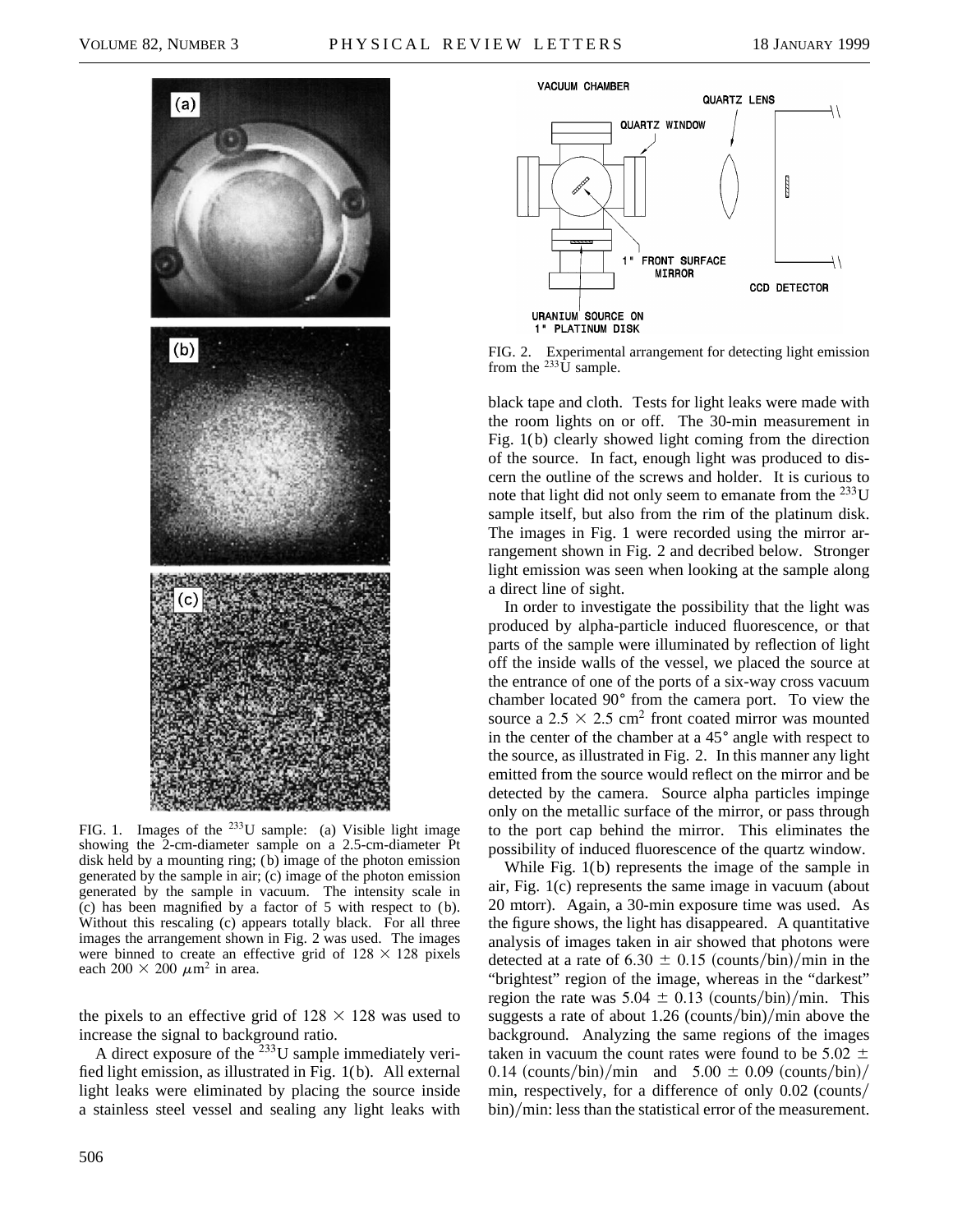FIG. 1. Images of the $^{233}$U sample: (a) Visible light image showing the 2-cm-diameter sample on a 2.5-cm-diameter Pt disk held by a mounting ring; (b) image of the photon emission generated by the sample in air; (c) image of the photon emission generated by the sample in vacuum. The intensity scale in (c) has been magnified by a factor of 5 with respect to (b). Without this rescaling (c) appears totally black. For all three images the arrangement shown in Fig. 2 was used. The images were binned to create an effective grid of $128 \times 128$ pixels each $200 \times 200$ $\mu$m$^2$ in area.

the pixels to an effective grid of $128 \times 128$ was used to increase the signal to background ratio.

A direct exposure of the $^{233}$U sample immediately verified light emission, as illustrated in Fig. 1(b). All external light leaks were eliminated by placing the source inside a stainless steel vessel and sealing any light leaks with black tape and cloth. Tests for light leaks were made with the room lights on or off. The 30-min measurement in Fig. 1(b) clearly showed light coming from the direction of the source. In fact, enough light was produced to discern the outline of the screws and holder. It is curious to note that light did not only seem to emanate from the $^{233}$U sample itself, but also from the rim of the platinum disk. The images in Fig. 1 were recorded using the mirror arrangement shown in Fig. 2 and decribed below. Stronger light emission was seen when looking at the sample along a direct line of sight.

FIG. 2. Experimental arrangement for detecting light emission from the $^{233}$U sample.

In order to investigate the possibility that the light was produced by alpha-particle induced fluorescence, or that parts of the sample were illuminated by reflection of light off the inside walls of the vessel, we placed the source at the entrance of one of the ports of a six-way cross vacuum chamber located 90° from the camera port. To view the source a $2.5 \times 2.5$ cm$^2$ front coated mirror was mounted in the center of the chamber at a 45° angle with respect to the source, as illustrated in Fig. 2. In this manner any light emitted from the source would reflect on the mirror and be detected by the camera. Source alpha particles impinge only on the metallic surface of the mirror, or pass through to the port cap behind the mirror. This eliminates the possibility of induced fluorescence of the quartz window.

While Fig. 1(b) represents the image of the sample in air, Fig. 1(c) represents the same image in vacuum (about 20 mtorr). Again, a 30-min exposure time was used. As the figure shows, the light has disappeared. A quantitative analysis of images taken in air showed that photons were detected at a rate of $6.30 \pm 0.15$ (counts/bin)/min in the "brightest" region of the image, whereas in the "darkest" region the rate was $5.04 \pm 0.13$ (counts/bin)/min. This suggests a rate of about 1.26 (counts/bin)/min above the background. Analyzing the same regions of the images taken in vacuum the count rates were found to be $5.02 \pm 0.14$ (counts/bin)/min and $5.00 \pm 0.09$ (counts/bin)/min, respectively, for a difference of only 0.02 (counts/bin)/min: less than the statistical error of the measurement.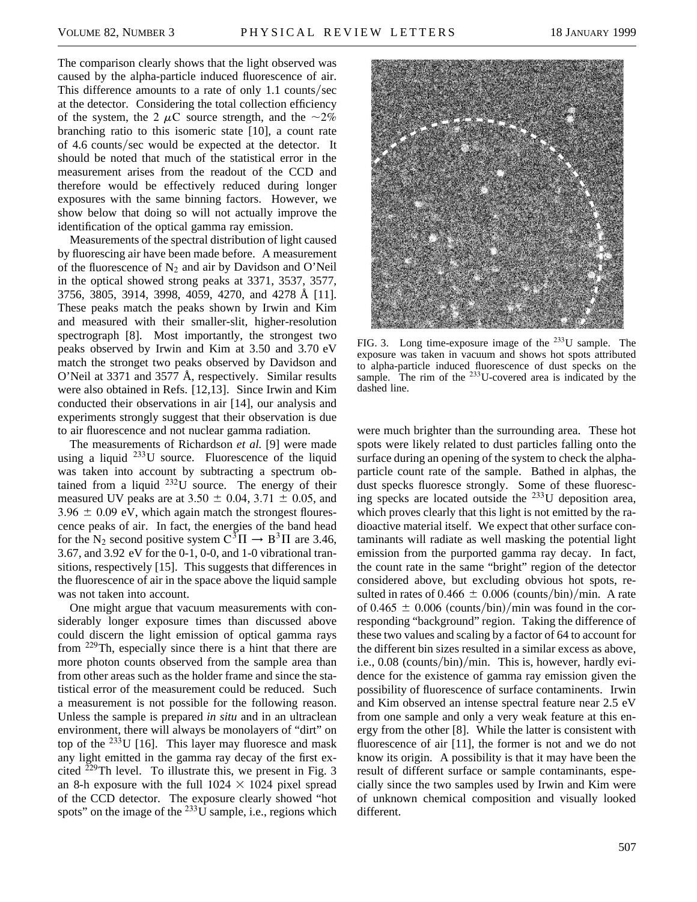The comparison clearly shows that the light observed was caused by the alpha-particle induced fluorescence of air. This difference amounts to a rate of only 1.1 counts/sec at the detector. Considering the total collection efficiency of the system, the 2 $\mu$C source strength, and the $\sim$2% branching ratio to this isomeric state [10], a count rate of 4.6 counts/sec would be expected at the detector. It should be noted that much of the statistical error in the measurement arises from the readout of the CCD and therefore would be effectively reduced during longer exposures with the same binning factors. However, we show below that doing so will not actually improve the identification of the optical gamma ray emission.

Measurements of the spectral distribution of light caused by fluorescing air have been made before. A measurement of the fluorescence of $N_2$ and air by Davidson and O'Neil in the optical showed strong peaks at 3371, 3537, 3577, 3756, 3805, 3914, 3998, 4059, 4270, and 4278 Å [11]. These peaks match the peaks shown by Irwin and Kim and measured with their smaller-slit, higher-resolution spectrograph [8]. Most importantly, the strongest two peaks observed by Irwin and Kim at 3.50 and 3.70 eV match the stronget two peaks observed by Davidson and O'Neil at 3371 and 3577 Å, respectively. Similar results were also obtained in Refs. [12,13]. Since Irwin and Kim conducted their observations in air [14], our analysis and experiments strongly suggest that their observation is due to air fluorescence and not nuclear gamma radiation.

The measurements of Richardson *et al.* [9] were made using a liquid $^{233}$U source. Fluorescence of the liquid was taken into account by subtracting a spectrum obtained from a liquid $^{232}$U source. The energy of their measured UV peaks are at $3.50 \pm 0.04$, $3.71 \pm 0.05$, and $3.96 \pm 0.09$ eV, which again match the strongest flourescence peaks of air. In fact, the energies of the band head for the $N_2$ second positive system $C^3\Pi \rightarrow B^3\Pi$ are 3.46, 3.67, and 3.92 eV for the 0-1, 0-0, and 1-0 vibrational transitions, respectively [15]. This suggests that differences in the fluorescence of air in the space above the liquid sample was not taken into account.

One might argue that vacuum measurements with considerably longer exposure times than discussed above could discern the light emission of optical gamma rays from $^{229}$Th, especially since there is a hint that there are more photon counts observed from the sample area than from other areas such as the holder frame and since the statistical error of the measurement could be reduced. Such a measurement is not possible for the following reason. Unless the sample is prepared *in situ* and in an ultraclean environment, there will always be monolayers of "dirt" on top of the $^{233}$U [16]. This layer may fluoresce and mask any light emitted in the gamma ray decay of the first excited $^{229}$Th level. To illustrate this, we present in Fig. 3 an 8-h exposure with the full $1024 \times 1024$ pixel spread of the CCD detector. The exposure clearly showed "hot spots" on the image of the $^{233}$U sample, i.e., regions which were much brighter than the surrounding area. These hot spots were likely related to dust particles falling onto the surface during an opening of the system to check the alpha-particle count rate of the sample. Bathed in alphas, the dust specks fluoresce strongly. Some of these fluorescing specks are located outside the $^{233}$U deposition area, which proves clearly that this light is not emitted by the radioactive material itself. We expect that other surface contaminants will radiate as well masking the potential light emission from the purported gamma ray decay. In fact, the count rate in the same "bright" region of the detector considered above, but excluding obvious hot spots, resulted in rates of $0.466 \pm 0.006$ (counts/bin)/min. A rate of $0.465 \pm 0.006$ (counts/bin)/min was found in the corresponding "background" region. Taking the difference of these two values and scaling by a factor of 64 to account for the different bin sizes resulted in a similar excess as above, i.e., 0.08 (counts/bin)/min. This is, however, hardly evidence for the existence of gamma ray emission given the possibility of fluorescence of surface contaminents. Irwin and Kim observed an intense spectral feature near 2.5 eV from one sample and only a very weak feature at this energy from the other [8]. While the latter is consistent with fluorescence of air [11], the former is not and we do not know its origin. A possibility is that it may have been the result of different surface or sample contaminants, especially since the two samples used by Irwin and Kim were of unknown chemical composition and visually looked different.

FIG. 3. Long time-exposure image of the $^{233}$U sample. The exposure was taken in vacuum and shows hot spots attributed to alpha-particle induced fluorescence of dust specks on the sample. The rim of the $^{233}$U-covered area is indicated by the dashed line.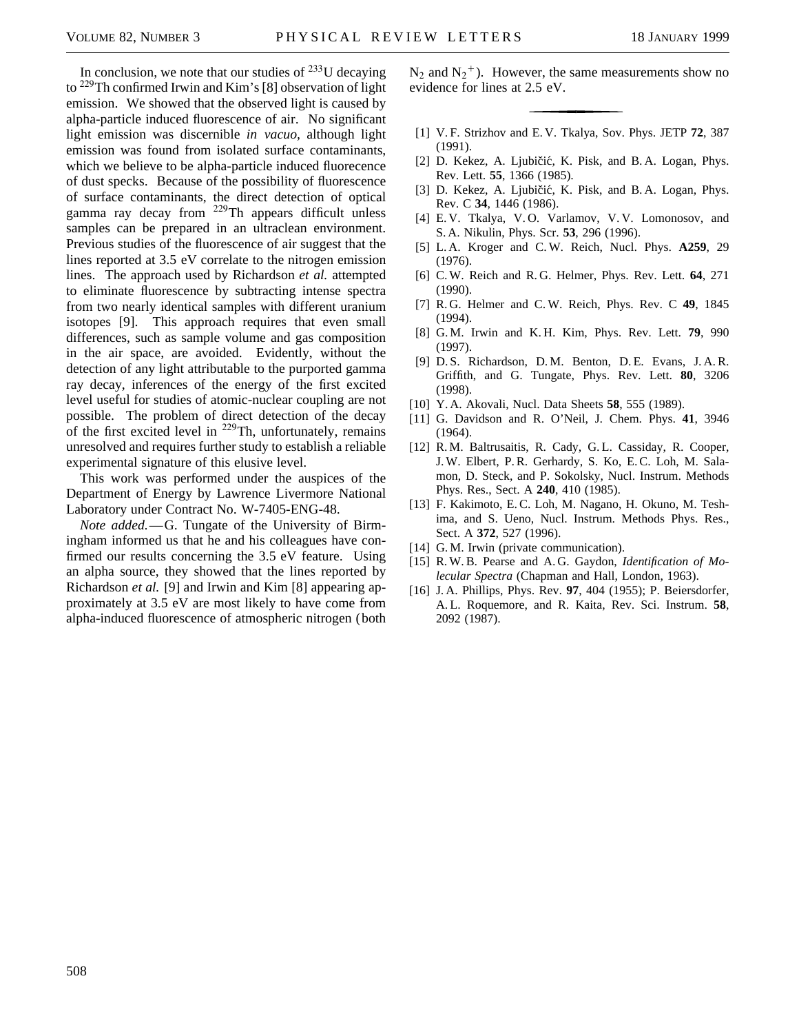In conclusion, we note that our studies of $^{233}$U decaying to $^{229}$Th confirmed Irwin and Kim's [8] observation of light emission. We showed that the observed light is caused by alpha-particle induced fluorescence of air. No significant light emission was discernible *in vacuo*, although light emission was found from isolated surface contaminants, which we believe to be alpha-particle induced fluorecence of dust specks. Because of the possibility of fluorescence of surface contaminants, the direct detection of optical gamma ray decay from $^{229}$Th appears difficult unless samples can be prepared in an ultraclean environment. Previous studies of the fluorescence of air suggest that the lines reported at 3.5 eV correlate to the nitrogen emission lines. The approach used by Richardson *et al.* attempted to eliminate fluorescence by subtracting intense spectra from two nearly identical samples with different uranium isotopes [9]. This approach requires that even small differences, such as sample volume and gas composition in the air space, are avoided. Evidently, without the detection of any light attributable to the purported gamma ray decay, inferences of the energy of the first excited level useful for studies of atomic-nuclear coupling are not possible. The problem of direct detection of the decay of the first excited level in $^{229}$Th, unfortunately, remains unresolved and requires further study to establish a reliable experimental signature of this elusive level.

This work was performed under the auspices of the Department of Energy by Lawrence Livermore National Laboratory under Contract No. W-7405-ENG-48.

*Note added.*—G. Tungate of the University of Birmingham informed us that he and his colleagues have confirmed our results concerning the 3.5 eV feature. Using an alpha source, they showed that the lines reported by Richardson *et al.* [9] and Irwin and Kim [8] appearing approximately at 3.5 eV are most likely to have come from alpha-induced fluorescence of atmospheric nitrogen (both $N_2$ and $N_2^+$). However, the same measurements show no evidence for lines at 2.5 eV.

---

[1] V. F. Strizhov and E. V. Tkalya, Sov. Phys. JETP **72**, 387 (1991).

[2] D. Kekez, A. Ljubičić, K. Pisk, and B. A. Logan, Phys. Rev. Lett. **55**, 1366 (1985).

[3] D. Kekez, A. Ljubičić, K. Pisk, and B. A. Logan, Phys. Rev. C **34**, 1446 (1986).

[4] E. V. Tkalya, V. O. Varlamov, V. V. Lomonosov, and S. A. Nikulin, Phys. Scr. **53**, 296 (1996).

[5] L. A. Kroger and C. W. Reich, Nucl. Phys. **A259**, 29 (1976).

[6] C. W. Reich and R. G. Helmer, Phys. Rev. Lett. **64**, 271 (1990).

[7] R. G. Helmer and C. W. Reich, Phys. Rev. C **49**, 1845 (1994).

[8] G. M. Irwin and K. H. Kim, Phys. Rev. Lett. **79**, 990 (1997).

[9] D. S. Richardson, D. M. Benton, D. E. Evans, J. A. R. Griffith, and G. Tungate, Phys. Rev. Lett. **80**, 3206 (1998).

[10] Y. A. Akovali, Nucl. Data Sheets **58**, 555 (1989).

[11] G. Davidson and R. O'Neil, J. Chem. Phys. **41**, 3946 (1964).

[12] R. M. Baltrusaitis, R. Cady, G. L. Cassiday, R. Cooper, J. W. Elbert, P. R. Gerhardy, S. Ko, E. C. Loh, M. Salamon, D. Steck, and P. Sokolsky, Nucl. Instrum. Methods Phys. Res., Sect. A **240**, 410 (1985).

[13] F. Kakimoto, E. C. Loh, M. Nagano, H. Okuno, M. Teshima, and S. Ueno, Nucl. Instrum. Methods Phys. Res., Sect. A **372**, 527 (1996).

[14] G. M. Irwin (private communication).

[15] R. W. B. Pearse and A. G. Gaydon, *Identification of Molecular Spectra* (Chapman and Hall, London, 1963).

[16] J. A. Phillips, Phys. Rev. **97**, 404 (1955); P. Beiersdorfer, A. L. Roquemore, and R. Kaita, Rev. Sci. Instrum. **58**, 2092 (1987).